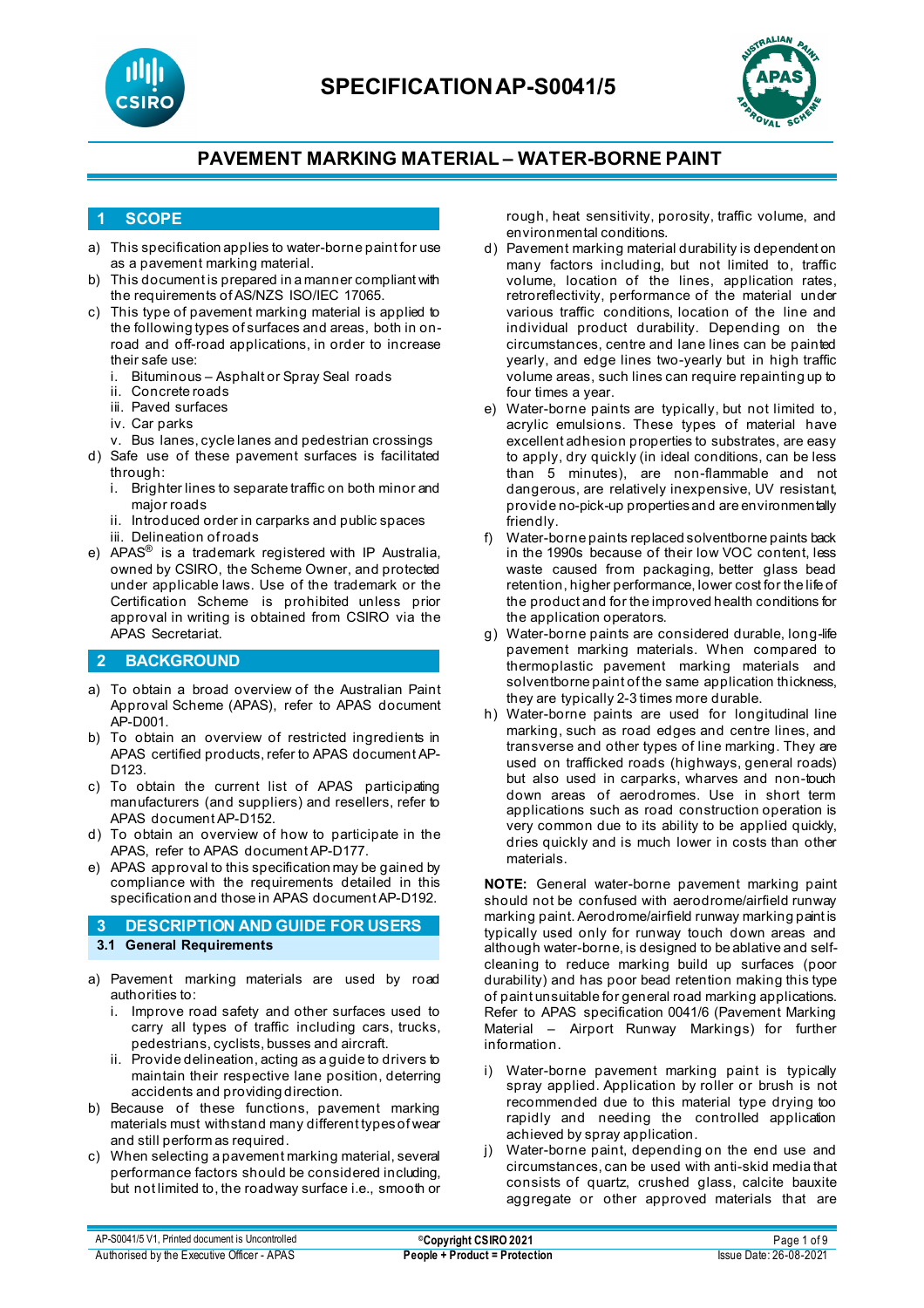# SPECIFICATION AP-S0041/5

## PAVEMENT MARKING MATERIAL – WATER-BORNE PAINT

## 1 SCOPE

a) This specification applies to water-borne paint for use as a pavement marking material.
b) This document is prepared in a manner compliant with the requirements of AS/NZS ISO/IEC 17065.
c) This type of pavement marking material is applied to the following types of surfaces and areas, both in on-road and off-road applications, in order to increase their safe use:
   i. Bituminous – Asphalt or Spray Seal roads
   ii. Concrete roads
   iii. Paved surfaces
   iv. Car parks
   v. Bus lanes, cycle lanes and pedestrian crossings
d) Safe use of these pavement surfaces is facilitated through:
   i. Brighter lines to separate traffic on both minor and major roads
   ii. Introduced order in carparks and public spaces
   iii. Delineation of roads
e) APAS® is a trademark registered with IP Australia, owned by CSIRO, the Scheme Owner, and protected under applicable laws. Use of the trademark or the Certification Scheme is prohibited unless prior approval in writing is obtained from CSIRO via the APAS Secretariat.

## 2 BACKGROUND

a) To obtain a broad overview of the Australian Paint Approval Scheme (APAS), refer to APAS document AP-D001.
b) To obtain an overview of restricted ingredients in APAS certified products, refer to APAS document AP-D123.
c) To obtain the current list of APAS participating manufacturers (and suppliers) and resellers, refer to APAS document AP-D152.
d) To obtain an overview of how to participate in the APAS, refer to APAS document AP-D177.
e) APAS approval to this specification may be gained by compliance with the requirements detailed in this specification and those in APAS document AP-D192.

## 3 DESCRIPTION AND GUIDE FOR USERS

### 3.1 General Requirements

a) Pavement marking materials are used by road authorities to:
   i. Improve road safety and other surfaces used to carry all types of traffic including cars, trucks, pedestrians, cyclists, busses and aircraft.
   ii. Provide delineation, acting as a guide to drivers to maintain their respective lane position, deterring accidents and providing direction.
b) Because of these functions, pavement marking materials must withstand many different types of wear and still perform as required.
c) When selecting a pavement marking material, several performance factors should be considered including, but not limited to, the roadway surface i.e., smooth or rough, heat sensitivity, porosity, traffic volume, and environmental conditions.
d) Pavement marking material durability is dependent on many factors including, but not limited to, traffic volume, location of the lines, application rates, retroreflectivity, performance of the material under various traffic conditions, location of the line and individual product durability. Depending on the circumstances, centre and lane lines can be painted yearly, and edge lines two-yearly but in high traffic volume areas, such lines can require repainting up to four times a year.
e) Water-borne paints are typically, but not limited to, acrylic emulsions. These types of material have excellent adhesion properties to substrates, are easy to apply, dry quickly (in ideal conditions, can be less than 5 minutes), are non-flammable and not dangerous, are relatively inexpensive, UV resistant, provide no-pick-up properties and are environmentally friendly.
f) Water-borne paints replaced solventborne paints back in the 1990s because of their low VOC content, less waste caused from packaging, better glass bead retention, higher performance, lower cost for the life of the product and for the improved health conditions for the application operators.
g) Water-borne paints are considered durable, long-life pavement marking materials. When compared to thermoplastic pavement marking materials and solventborne paint of the same application thickness, they are typically 2-3 times more durable.
h) Water-borne paints are used for longitudinal line marking, such as road edges and centre lines, and transverse and other types of line marking. They are used on trafficked roads (highways, general roads) but also used in carparks, wharves and non-touch down areas of aerodromes. Use in short term applications such as road construction operation is very common due to its ability to be applied quickly, dries quickly and is much lower in costs than other materials.

**NOTE:** General water-borne pavement marking paint should not be confused with aerodrome/airfield runway marking paint. Aerodrome/airfield runway marking paint is typically used only for runway touch down areas and although water-borne, is designed to be ablative and self-cleaning to reduce marking build up surfaces (poor durability) and has poor bead retention making this type of paint unsuitable for general road marking applications. Refer to APAS specification 0041/6 (Pavement Marking Material – Airport Runway Markings) for further information.

i) Water-borne pavement marking paint is typically spray applied. Application by roller or brush is not recommended due to this material type drying too rapidly and needing the controlled application achieved by spray application.
j) Water-borne paint, depending on the end use and circumstances, can be used with anti-skid media that consists of quartz, crushed glass, calcite bauxite aggregate or other approved materials that are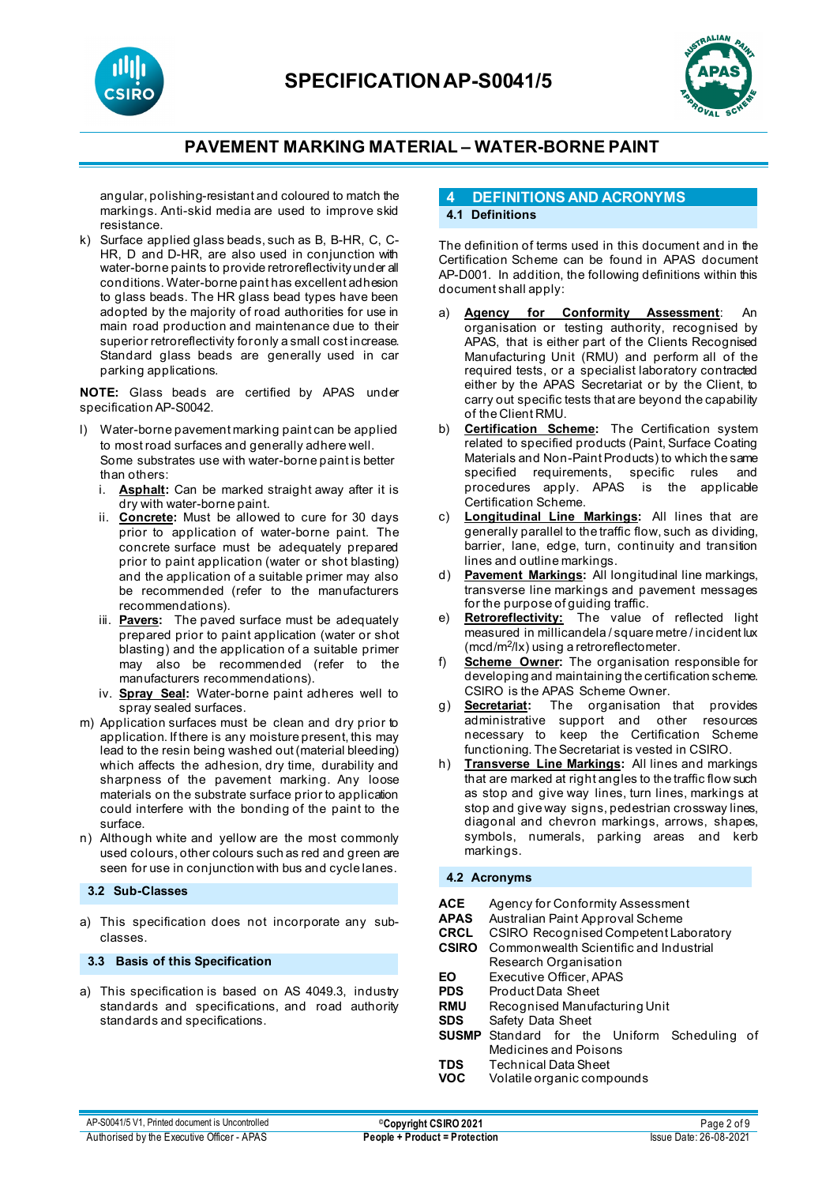angular, polishing-resistant and coloured to match the markings. Anti-skid media are used to improve skid resistance.

k) Surface applied glass beads, such as B, B-HR, C, C-HR, D and D-HR, are also used in conjunction with water-borne paints to provide retroreflectivity under all conditions. Water-borne paint has excellent adhesion to glass beads. The HR glass bead types have been adopted by the majority of road authorities for use in main road production and maintenance due to their superior retroreflectivity for only a small cost increase. Standard glass beads are generally used in car parking applications.

**NOTE:** Glass beads are certified by APAS under specification AP-S0042.

l) Water-borne pavement marking paint can be applied to most road surfaces and generally adhere well. Some substrates use with water-borne paint is better than others:
   i. **Asphalt:** Can be marked straight away after it is dry with water-borne paint.
   ii. **Concrete:** Must be allowed to cure for 30 days prior to application of water-borne paint. The concrete surface must be adequately prepared prior to paint application (water or shot blasting) and the application of a suitable primer may also be recommended (refer to the manufacturers recommendations).
   iii. **Pavers:** The paved surface must be adequately prepared prior to paint application (water or shot blasting) and the application of a suitable primer may also be recommended (refer to the manufacturers recommendations).
   iv. **Spray Seal:** Water-borne paint adheres well to spray sealed surfaces.

m) Application surfaces must be clean and dry prior to application. If there is any moisture present, this may lead to the resin being washed out (material bleeding) which affects the adhesion, dry time, durability and sharpness of the pavement marking. Any loose materials on the substrate surface prior to application could interfere with the bonding of the paint to the surface.

n) Although white and yellow are the most commonly used colours, other colours such as red and green are seen for use in conjunction with bus and cycle lanes.

### 3.2 Sub-Classes

a) This specification does not incorporate any sub-classes.

### 3.3 Basis of this Specification

a) This specification is based on AS 4049.3, industry standards and specifications, and road authority standards and specifications.

## 4 DEFINITIONS AND ACRONYMS

### 4.1 Definitions

The definition of terms used in this document and in the Certification Scheme can be found in APAS document AP-D001. In addition, the following definitions within this document shall apply:

a) **Agency for Conformity Assessment:** An organisation or testing authority, recognised by APAS, that is either part of the Clients Recognised Manufacturing Unit (RMU) and perform all of the required tests, or a specialist laboratory contracted either by the APAS Secretariat or by the Client, to carry out specific tests that are beyond the capability of the Client RMU.

b) **Certification Scheme:** The Certification system related to specified products (Paint, Surface Coating Materials and Non-Paint Products) to which the same specified requirements, specific rules and procedures apply. APAS is the applicable Certification Scheme.

c) **Longitudinal Line Markings:** All lines that are generally parallel to the traffic flow, such as dividing, barrier, lane, edge, turn, continuity and transition lines and outline markings.

d) **Pavement Markings:** All longitudinal line markings, transverse line markings and pavement messages for the purpose of guiding traffic.

e) **Retroreflectivity:** The value of reflected light measured in millicandela / square metre / incident lux (mcd/m$^2$/lx) using a retroreflectometer.

f) **Scheme Owner:** The organisation responsible for developing and maintaining the certification scheme. CSIRO is the APAS Scheme Owner.

g) **Secretariat:** The organisation that provides administrative support and other resources necessary to keep the Certification Scheme functioning. The Secretariat is vested in CSIRO.

h) **Transverse Line Markings:** All lines and markings that are marked at right angles to the traffic flow such as stop and give way lines, turn lines, markings at stop and give way signs, pedestrian crossway lines, diagonal and chevron markings, arrows, shapes, symbols, numerals, parking areas and kerb markings.

### 4.2 Acronyms

| | |
|---|---|
| **ACE** | Agency for Conformity Assessment |
| **APAS** | Australian Paint Approval Scheme |
| **CRCL** | CSIRO Recognised Competent Laboratory |
| **CSIRO** | Commonwealth Scientific and Industrial Research Organisation |
| **EO** | Executive Officer, APAS |
| **PDS** | Product Data Sheet |
| **RMU** | Recognised Manufacturing Unit |
| **SDS** | Safety Data Sheet |
| **SUSMP** | Standard for the Uniform Scheduling of Medicines and Poisons |
| **TDS** | Technical Data Sheet |
| **VOC** | Volatile organic compounds |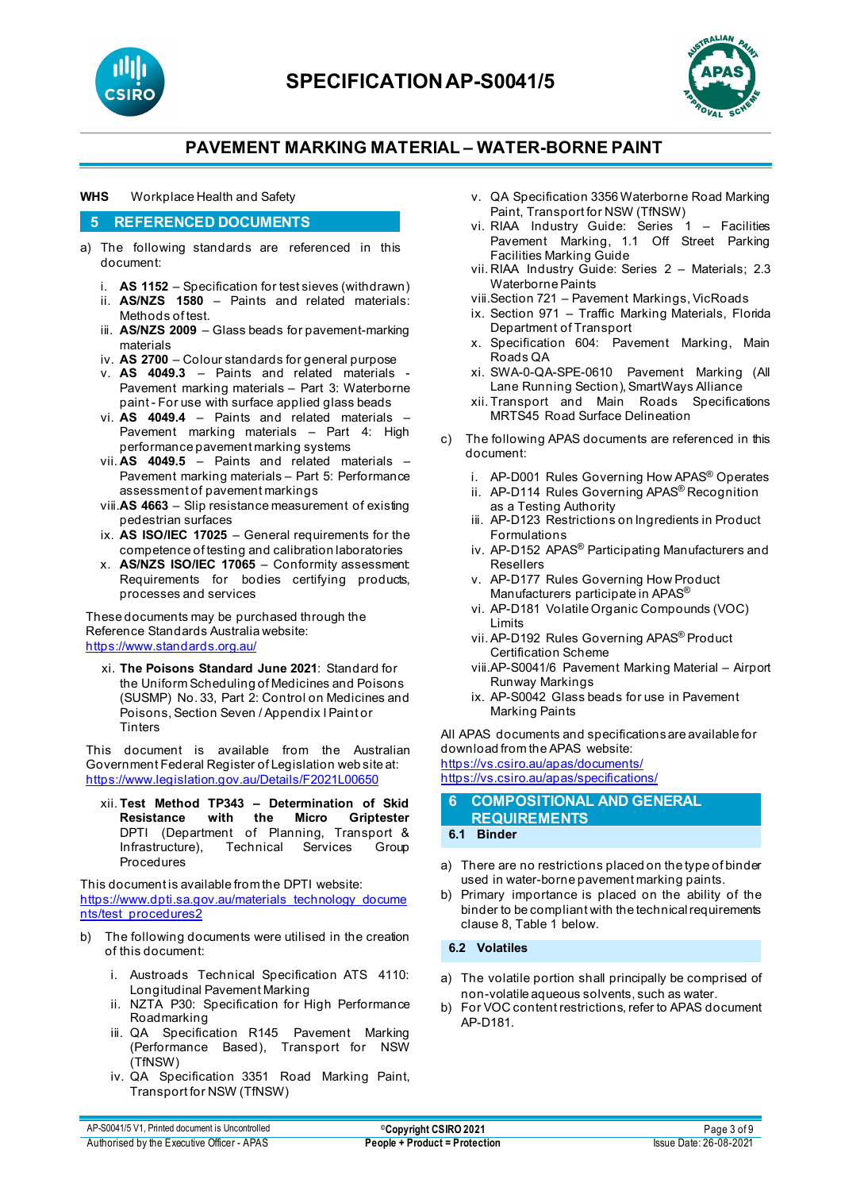**WHS** Workplace Health and Safety

## 5 REFERENCED DOCUMENTS

a) The following standards are referenced in this document:

i. **AS 1152** – Specification for test sieves (withdrawn)
ii. **AS/NZS 1580** – Paints and related materials: Methods of test.
iii. **AS/NZS 2009** – Glass beads for pavement-marking materials
iv. **AS 2700** – Colour standards for general purpose
v. **AS 4049.3** – Paints and related materials - Pavement marking materials – Part 3: Waterborne paint - For use with surface applied glass beads
vi. **AS 4049.4** – Paints and related materials – Pavement marking materials – Part 4: High performance pavement marking systems
vii. **AS 4049.5** – Paints and related materials – Pavement marking materials – Part 5: Performance assessment of pavement markings
viii. **AS 4663** – Slip resistance measurement of existing pedestrian surfaces
ix. **AS ISO/IEC 17025** – General requirements for the competence of testing and calibration laboratories
x. **AS/NZS ISO/IEC 17065** – Conformity assessment: Requirements for bodies certifying products, processes and services

These documents may be purchased through the Reference Standards Australia website: https://www.standards.org.au/

xi. **The Poisons Standard June 2021**: Standard for the Uniform Scheduling of Medicines and Poisons (SUSMP) No. 33, Part 2: Control on Medicines and Poisons, Section Seven / Appendix I Paint or Tinters

This document is available from the Australian Government Federal Register of Legislation web site at: https://www.legislation.gov.au/Details/F2021L00650

xii. **Test Method TP343 – Determination of Skid Resistance with the Micro Griptester** DPTI (Department of Planning, Transport & Infrastructure), Technical Services Group Procedures

This document is available from the DPTI website: https://www.dpti.sa.gov.au/materials_technology_documents/test_procedures2

b) The following documents were utilised in the creation of this document:

i. Austroads Technical Specification ATS 4110: Longitudinal Pavement Marking
ii. NZTA P30: Specification for High Performance Roadmarking
iii. QA Specification R145 Pavement Marking (Performance Based), Transport for NSW (TfNSW)
iv. QA Specification 3351 Road Marking Paint, Transport for NSW (TfNSW)
v. QA Specification 3356 Waterborne Road Marking Paint, Transport for NSW (TfNSW)
vi. RIAA Industry Guide: Series 1 – Facilities Pavement Marking, 1.1 Off Street Parking Facilities Marking Guide
vii. RIAA Industry Guide: Series 2 – Materials; 2.3 Waterborne Paints
viii. Section 721 – Pavement Markings, VicRoads
ix. Section 971 – Traffic Marking Materials, Florida Department of Transport
x. Specification 604: Pavement Marking, Main Roads QA
xi. SWA-0-QA-SPE-0610 Pavement Marking (All Lane Running Section), SmartWays Alliance
xii. Transport and Main Roads Specifications MRTS45 Road Surface Delineation

c) The following APAS documents are referenced in this document:

i. AP-D001 Rules Governing How APAS® Operates
ii. AP-D114 Rules Governing APAS® Recognition as a Testing Authority
iii. AP-D123 Restrictions on Ingredients in Product Formulations
iv. AP-D152 APAS® Participating Manufacturers and Resellers
v. AP-D177 Rules Governing How Product Manufacturers participate in APAS®
vi. AP-D181 Volatile Organic Compounds (VOC) Limits
vii. AP-D192 Rules Governing APAS® Product Certification Scheme
viii. AP-S0041/6 Pavement Marking Material – Airport Runway Markings
ix. AP-S0042 Glass beads for use in Pavement Marking Paints

All APAS documents and specifications are available for download from the APAS website:
https://vs.csiro.au/apas/documents/
https://vs.csiro.au/apas/specifications/

## 6 COMPOSITIONAL AND GENERAL REQUIREMENTS

### 6.1 Binder

a) There are no restrictions placed on the type of binder used in water-borne pavement marking paints.
b) Primary importance is placed on the ability of the binder to be compliant with the technical requirements clause 8, Table 1 below.

### 6.2 Volatiles

a) The volatile portion shall principally be comprised of non-volatile aqueous solvents, such as water.
b) For VOC content restrictions, refer to APAS document AP-D181.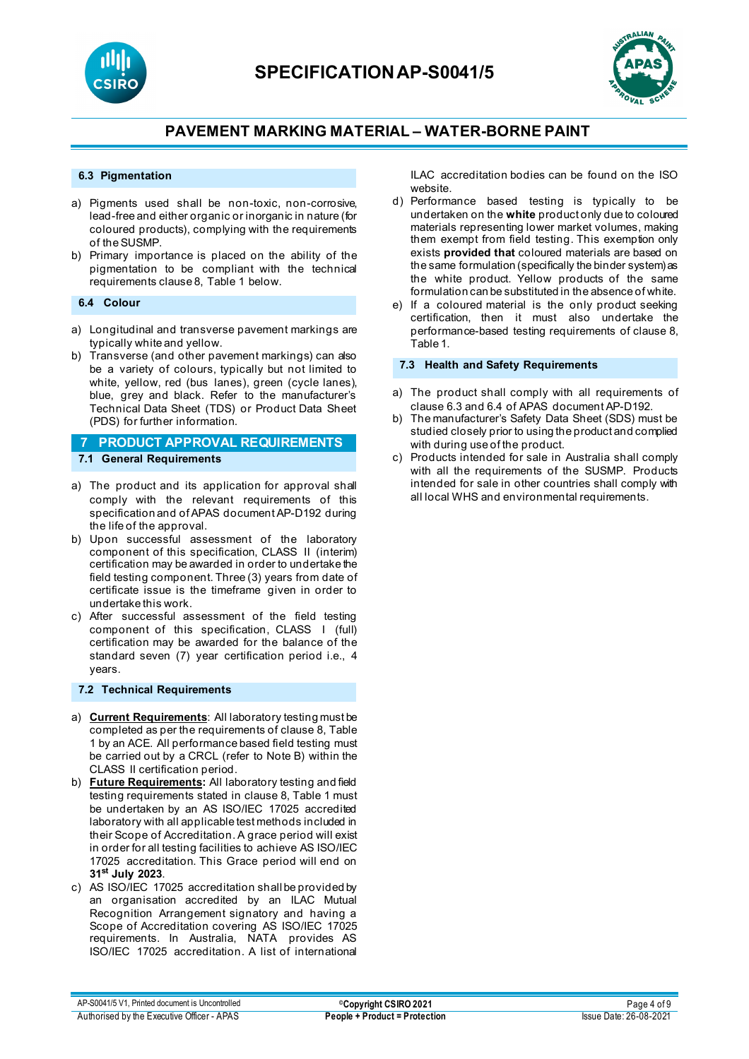### 6.3 Pigmentation

a) Pigments used shall be non-toxic, non-corrosive, lead-free and either organic or inorganic in nature (for coloured products), complying with the requirements of the SUSMP.
b) Primary importance is placed on the ability of the pigmentation to be compliant with the technical requirements clause 8, Table 1 below.

### 6.4 Colour

a) Longitudinal and transverse pavement markings are typically white and yellow.
b) Transverse (and other pavement markings) can also be a variety of colours, typically but not limited to white, yellow, red (bus lanes), green (cycle lanes), blue, grey and black. Refer to the manufacturer's Technical Data Sheet (TDS) or Product Data Sheet (PDS) for further information.

## 7 PRODUCT APPROVAL REQUIREMENTS

### 7.1 General Requirements

a) The product and its application for approval shall comply with the relevant requirements of this specification and of APAS document AP-D192 during the life of the approval.
b) Upon successful assessment of the laboratory component of this specification, CLASS II (interim) certification may be awarded in order to undertake the field testing component. Three (3) years from date of certificate issue is the timeframe given in order to undertake this work.
c) After successful assessment of the field testing component of this specification, CLASS I (full) certification may be awarded for the balance of the standard seven (7) year certification period i.e., 4 years.

### 7.2 Technical Requirements

a) **Current Requirements**: All laboratory testing must be completed as per the requirements of clause 8, Table 1 by an ACE. All performance based field testing must be carried out by a CRCL (refer to Note B) within the CLASS II certification period.
b) **Future Requirements:** All laboratory testing and field testing requirements stated in clause 8, Table 1 must be undertaken by an AS ISO/IEC 17025 accredited laboratory with all applicable test methods included in their Scope of Accreditation. A grace period will exist in order for all testing facilities to achieve AS ISO/IEC 17025 accreditation. This Grace period will end on **31st July 2023**.
c) AS ISO/IEC 17025 accreditation shall be provided by an organisation accredited by an ILAC Mutual Recognition Arrangement signatory and having a Scope of Accreditation covering AS ISO/IEC 17025 requirements. In Australia, NATA provides AS ISO/IEC 17025 accreditation. A list of international ILAC accreditation bodies can be found on the ISO website.
d) Performance based testing is typically to be undertaken on the **white** product only due to coloured materials representing lower market volumes, making them exempt from field testing. This exemption only exists **provided that** coloured materials are based on the same formulation (specifically the binder system) as the white product. Yellow products of the same formulation can be substituted in the absence of white.
e) If a coloured material is the only product seeking certification, then it must also undertake the performance-based testing requirements of clause 8, Table 1.

### 7.3 Health and Safety Requirements

a) The product shall comply with all requirements of clause 6.3 and 6.4 of APAS document AP-D192.
b) The manufacturer's Safety Data Sheet (SDS) must be studied closely prior to using the product and complied with during use of the product.
c) Products intended for sale in Australia shall comply with all the requirements of the SUSMP. Products intended for sale in other countries shall comply with all local WHS and environmental requirements.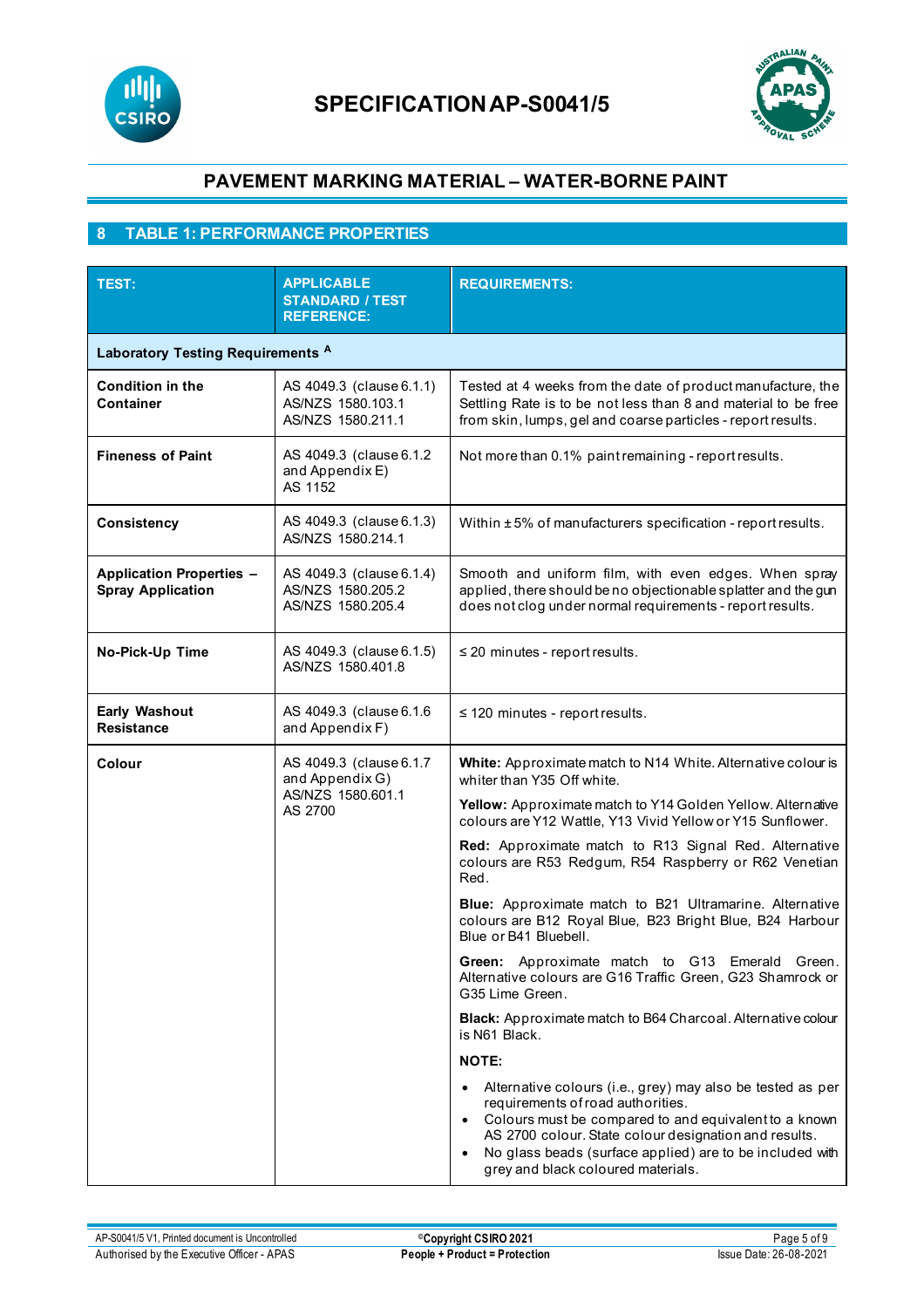# SPECIFICATION AP-S0041/5

## PAVEMENT MARKING MATERIAL – WATER-BORNE PAINT

## 8 TABLE 1: PERFORMANCE PROPERTIES

| TEST: | APPLICABLE STANDARD / TEST REFERENCE: | REQUIREMENTS: |
|---|---|---|
| **Laboratory Testing Requirements** [A] | | |
| **Condition in the Container** | AS 4049.3 (clause 6.1.1)<br>AS/NZS 1580.103.1<br>AS/NZS 1580.211.1 | Tested at 4 weeks from the date of product manufacture, the Settling Rate is to be not less than 8 and material to be free from skin, lumps, gel and coarse particles - report results. |
| **Fineness of Paint** | AS 4049.3 (clause 6.1.2 and Appendix E)<br>AS 1152 | Not more than 0.1% paint remaining - report results. |
| **Consistency** | AS 4049.3 (clause 6.1.3)<br>AS/NZS 1580.214.1 | Within ± 5% of manufacturers specification - report results. |
| **Application Properties – Spray Application** | AS 4049.3 (clause 6.1.4)<br>AS/NZS 1580.205.2<br>AS/NZS 1580.205.4 | Smooth and uniform film, with even edges. When spray applied, there should be no objectionable splatter and the gun does not clog under normal requirements - report results. |
| **No-Pick-Up Time** | AS 4049.3 (clause 6.1.5)<br>AS/NZS 1580.401.8 | ≤ 20 minutes - report results. |
| **Early Washout Resistance** | AS 4049.3 (clause 6.1.6 and Appendix F) | ≤ 120 minutes - report results. |
| **Colour** | AS 4049.3 (clause 6.1.7 and Appendix G)<br>AS/NZS 1580.601.1<br>AS 2700 | **White:** Approximate match to N14 White. Alternative colour is whiter than Y35 Off white.<br><br>**Yellow:** Approximate match to Y14 Golden Yellow. Alternative colours are Y12 Wattle, Y13 Vivid Yellow or Y15 Sunflower.<br><br>**Red:** Approximate match to R13 Signal Red. Alternative colours are R53 Redgum, R54 Raspberry or R62 Venetian Red.<br><br>**Blue:** Approximate match to B21 Ultramarine. Alternative colours are B12 Royal Blue, B23 Bright Blue, B24 Harbour Blue or B41 Bluebell.<br><br>**Green:** Approximate match to G13 Emerald Green. Alternative colours are G16 Traffic Green, G23 Shamrock or G35 Lime Green.<br><br>**Black:** Approximate match to B64 Charcoal. Alternative colour is N61 Black.<br><br>**NOTE:**<br>• Alternative colours (i.e., grey) may also be tested as per requirements of road authorities.<br>• Colours must be compared to and equivalent to a known AS 2700 colour. State colour designation and results.<br>• No glass beads (surface applied) are to be included with grey and black coloured materials. |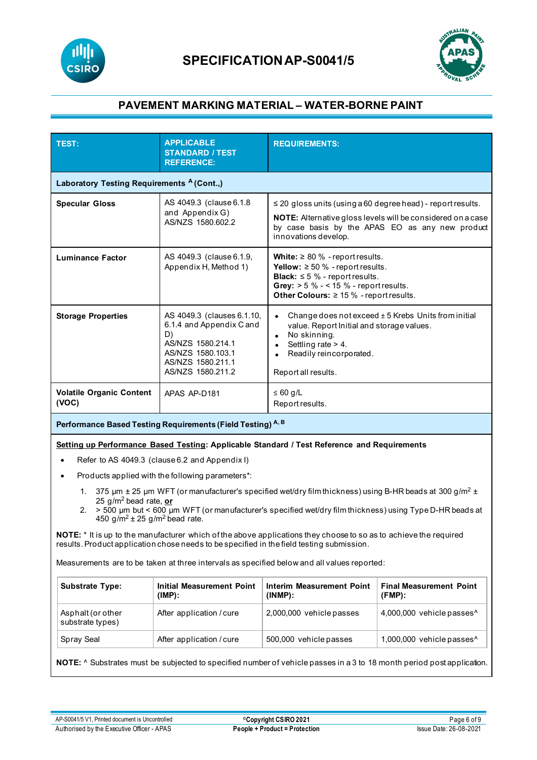# SPECIFICATION AP-S0041/5

## PAVEMENT MARKING MATERIAL – WATER-BORNE PAINT

| TEST: | APPLICABLE STANDARD / TEST REFERENCE: | REQUIREMENTS: |
|---|---|---|
| **Laboratory Testing Requirements [A] (Cont.,)** | | |
| **Specular Gloss** | AS 4049.3 (clause 6.1.8 and Appendix G)<br>AS/NZS 1580.602.2 | ≤ 20 gloss units (using a 60 degree head) - report results.<br>**NOTE:** Alternative gloss levels will be considered on a case by case basis by the APAS EO as any new product innovations develop. |
| **Luminance Factor** | AS 4049.3 (clause 6.1.9, Appendix H, Method 1) | **White:** ≥ 80 % - report results.<br>**Yellow:** ≥ 50 % - report results.<br>**Black:** ≤ 5 % - report results.<br>**Grey:** > 5 % - < 15 % - report results.<br>**Other Colours:** ≥ 15 % - report results. |
| **Storage Properties** | AS 4049.3 (clauses 6.1.10, 6.1.4 and Appendix C and D)<br>AS/NZS 1580.214.1<br>AS/NZS 1580.103.1<br>AS/NZS 1580.211.1<br>AS/NZS 1580.211.2 | • Change does not exceed ± 5 Krebs Units from initial value. Report Initial and storage values.<br>• No skinning.<br>• Settling rate > 4.<br>• Readily reincorporated.<br><br>Report all results. |
| **Volatile Organic Content (VOC)** | APAS AP-D181 | ≤ 60 g/L<br>Report results. |

**Performance Based Testing Requirements (Field Testing) [A, B]**

**Setting up Performance Based Testing: Applicable Standard / Test Reference and Requirements**

- Refer to AS 4049.3 (clause 6.2 and Appendix I)
- Products applied with the following parameters*:
  1. 375 µm ± 25 µm WFT (or manufacturer's specified wet/dry film thickness) using B-HR beads at 300 g/m$^2$ ± 25 g/m$^2$ bead rate, **or**
  2. > 500 µm but < 600 µm WFT (or manufacturer's specified wet/dry film thickness) using Type D-HR beads at 450 g/m$^2$ ± 25 g/m$^2$ bead rate.

**NOTE:** * It is up to the manufacturer which of the above applications they choose to so as to achieve the required results. Product application chose needs to be specified in the field testing submission.

Measurements are to be taken at three intervals as specified below and all values reported:

| Substrate Type: | Initial Measurement Point (IMP): | Interim Measurement Point (INMP): | Final Measurement Point (FMP): |
|---|---|---|---|
| Asphalt (or other substrate types) | After application / cure | 2,000,000 vehicle passes | 4,000,000 vehicle passes^ |
| Spray Seal | After application / cure | 500,000 vehicle passes | 1,000,000 vehicle passes^ |

**NOTE:** ^ Substrates must be subjected to specified number of vehicle passes in a 3 to 18 month period post application.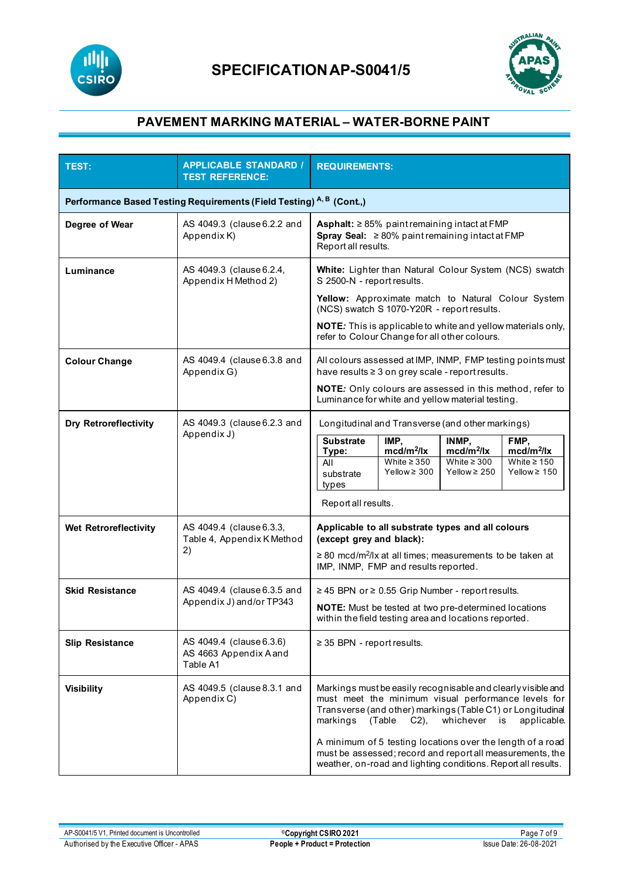# SPECIFICATION AP-S0041/5

## PAVEMENT MARKING MATERIAL – WATER-BORNE PAINT

| TEST: | APPLICABLE STANDARD / TEST REFERENCE: | REQUIREMENTS: |
|---|---|---|
| **Performance Based Testing Requirements (Field Testing) [A, B] (Cont.,)** | | |
| **Degree of Wear** | AS 4049.3 (clause 6.2.2 and Appendix K) | **Asphalt:** ≥ 85% paint remaining intact at FMP<br>**Spray Seal:** ≥ 80% paint remaining intact at FMP<br>Report all results. |
| **Luminance** | AS 4049.3 (clause 6.2.4, Appendix H Method 2) | **White:** Lighter than Natural Colour System (NCS) swatch S 2500-N - report results.<br>**Yellow:** Approximate match to Natural Colour System (NCS) swatch S 1070-Y20R - report results.<br>**NOTE***:* This is applicable to white and yellow materials only, refer to Colour Change for all other colours. |
| **Colour Change** | AS 4049.4 (clause 6.3.8 and Appendix G) | All colours assessed at IMP, INMP, FMP testing points must have results ≥ 3 on grey scale - report results.<br>**NOTE***:* Only colours are assessed in this method, refer to Luminance for white and yellow material testing. |
| **Dry Retroreflectivity** | AS 4049.3 (clause 6.2.3 and Appendix J) | Longitudinal and Transverse (and other markings)<br>**Substrate Type:** All substrate types — **IMP, mcd/m²/lx:** White ≥ 350, Yellow ≥ 300 — **INMP, mcd/m²/lx:** White ≥ 300, Yellow ≥ 250 — **FMP, mcd/m²/lx:** White ≥ 150, Yellow ≥ 150<br>Report all results. |
| **Wet Retroreflectivity** | AS 4049.4 (clause 6.3.3, Table 4, Appendix K Method 2) | **Applicable to all substrate types and all colours (except grey and black):**<br>≥ 80 mcd/m²/lx at all times; measurements to be taken at IMP, INMP, FMP and results reported. |
| **Skid Resistance** | AS 4049.4 (clause 6.3.5 and Appendix J) and/or TP343 | ≥ 45 BPN or ≥ 0.55 Grip Number - report results.<br>**NOTE:** Must be tested at two pre-determined locations within the field testing area and locations reported. |
| **Slip Resistance** | AS 4049.4 (clause 6.3.6)<br>AS 4663 Appendix A and Table A1 | ≥ 35 BPN - report results. |
| **Visibility** | AS 4049.5 (clause 8.3.1 and Appendix C) | Markings must be easily recognisable and clearly visible and must meet the minimum visual performance levels for Transverse (and other) markings (Table C1) or Longitudinal markings (Table C2), whichever is applicable.<br>A minimum of 5 testing locations over the length of a road must be assessed; record and report all measurements, the weather, on-road and lighting conditions. Report all results. |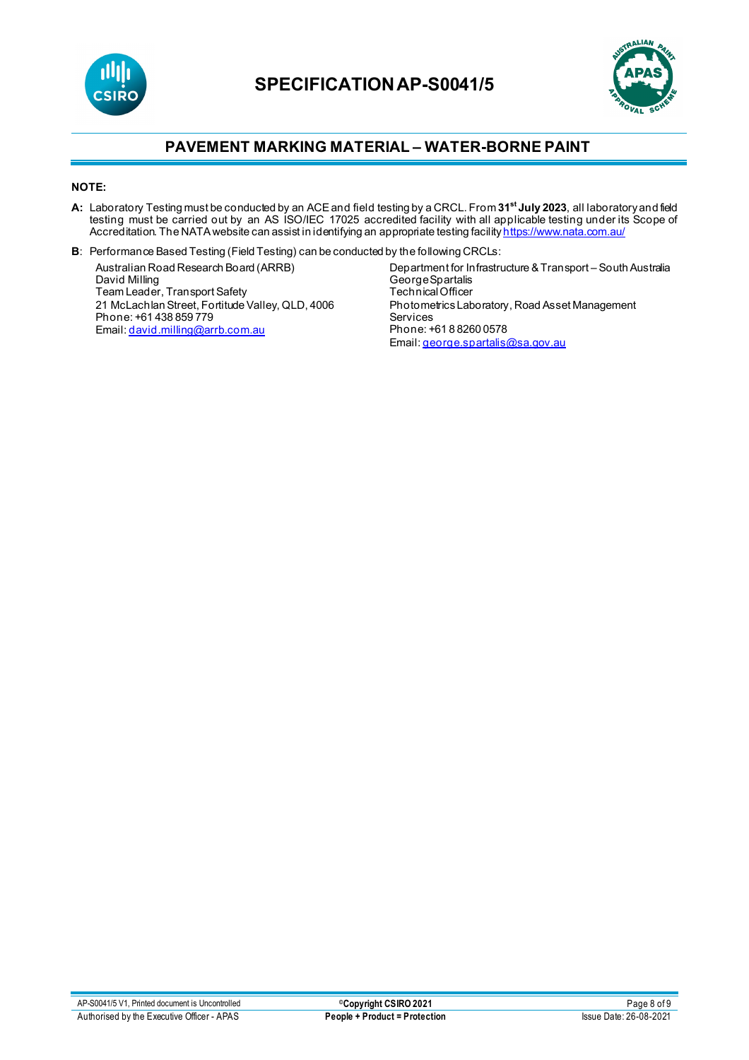**NOTE:**

**A:** Laboratory Testing must be conducted by an ACE and field testing by a CRCL. From **31st July 2023**, all laboratory and field testing must be carried out by an AS ISO/IEC 17025 accredited facility with all applicable testing under its Scope of Accreditation. The NATA website can assist in identifying an appropriate testing facility https://www.nata.com.au/

**B**: Performance Based Testing (Field Testing) can be conducted by the following CRCLs:

Australian Road Research Board (ARRB)
David Milling
Team Leader, Transport Safety
21 McLachlan Street, Fortitude Valley, QLD, 4006
Phone: +61 438 859 779
Email: david.milling@arrb.com.au

Department for Infrastructure & Transport – South Australia
George Spartalis
Technical Officer
Photometrics Laboratory, Road Asset Management Services
Phone: +61 8 8260 0578
Email: george.spartalis@sa.gov.au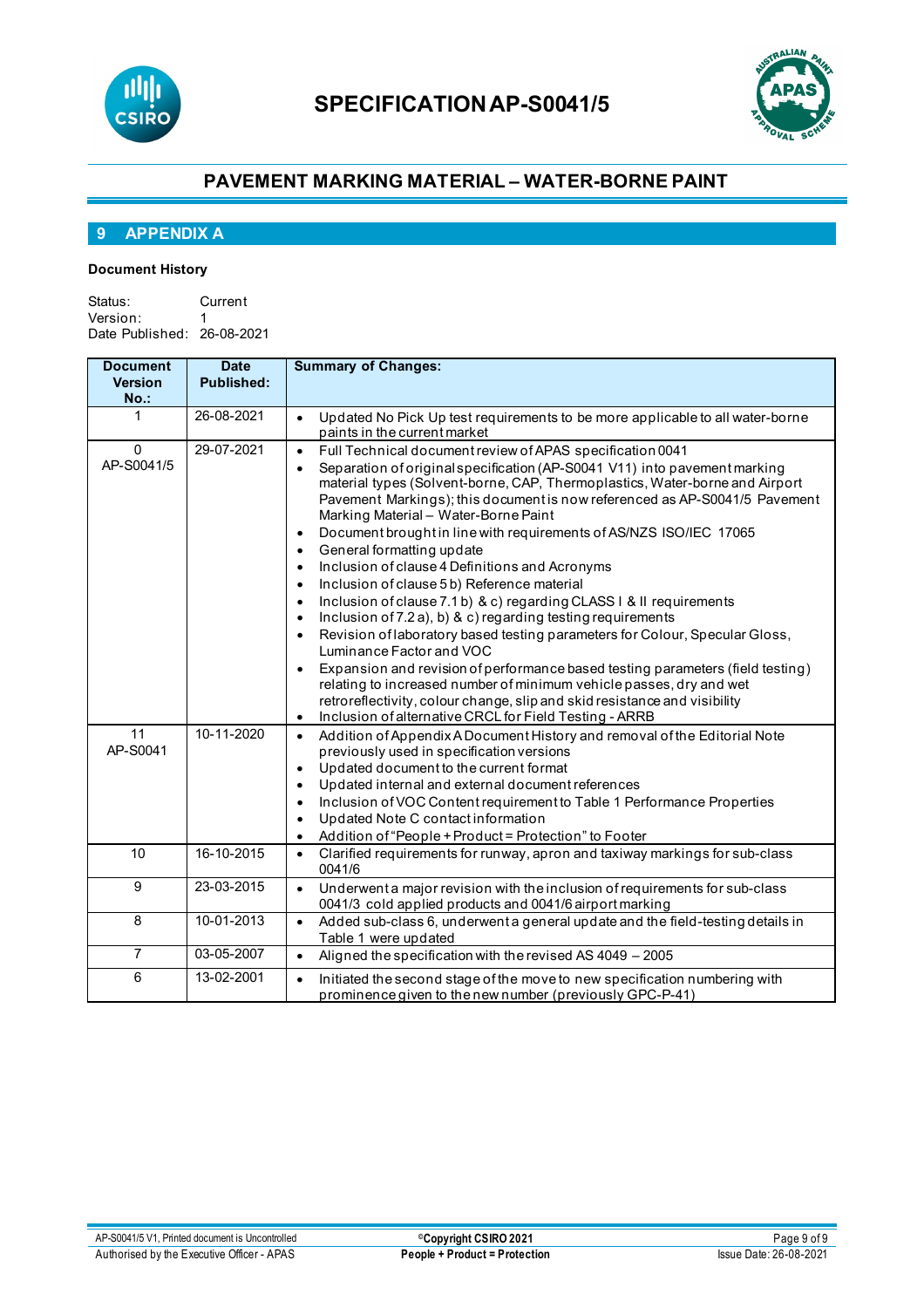# 9 APPENDIX A

**Document History**

Status: Current
Version: 1
Date Published: 26-08-2021

| Document Version No.: | Date Published: | Summary of Changes: |
|---|---|---|
| 1 | 26-08-2021 | • Updated No Pick Up test requirements to be more applicable to all water-borne paints in the current market |
| 0 AP-S0041/5 | 29-07-2021 | • Full Technical document review of APAS specification 0041 • Separation of original specification (AP-S0041 V11) into pavement marking material types (Solvent-borne, CAP, Thermoplastics, Water-borne and Airport Pavement Markings); this document is now referenced as AP-S0041/5 Pavement Marking Material – Water-Borne Paint • Document brought in line with requirements of AS/NZS ISO/IEC 17065 • General formatting update • Inclusion of clause 4 Definitions and Acronyms • Inclusion of clause 5 b) Reference material • Inclusion of clause 7.1 b) & c) regarding CLASS I & II requirements • Inclusion of 7.2 a), b) & c) regarding testing requirements • Revision of laboratory based testing parameters for Colour, Specular Gloss, Luminance Factor and VOC • Expansion and revision of performance based testing parameters (field testing) relating to increased number of minimum vehicle passes, dry and wet retroreflectivity, colour change, slip and skid resistance and visibility • Inclusion of alternative CRCL for Field Testing - ARRB |
| 11 AP-S0041 | 10-11-2020 | • Addition of Appendix A Document History and removal of the Editorial Note previously used in specification versions • Updated document to the current format • Updated internal and external document references • Inclusion of VOC Content requirement to Table 1 Performance Properties • Updated Note C contact information • Addition of "People + Product = Protection" to Footer |
| 10 | 16-10-2015 | • Clarified requirements for runway, apron and taxiway markings for sub-class 0041/6 |
| 9 | 23-03-2015 | • Underwent a major revision with the inclusion of requirements for sub-class 0041/3 cold applied products and 0041/6 airport marking |
| 8 | 10-01-2013 | • Added sub-class 6, underwent a general update and the field-testing details in Table 1 were updated |
| 7 | 03-05-2007 | • Aligned the specification with the revised AS 4049 – 2005 |
| 6 | 13-02-2001 | • Initiated the second stage of the move to new specification numbering with prominence given to the new number (previously GPC-P-41) |